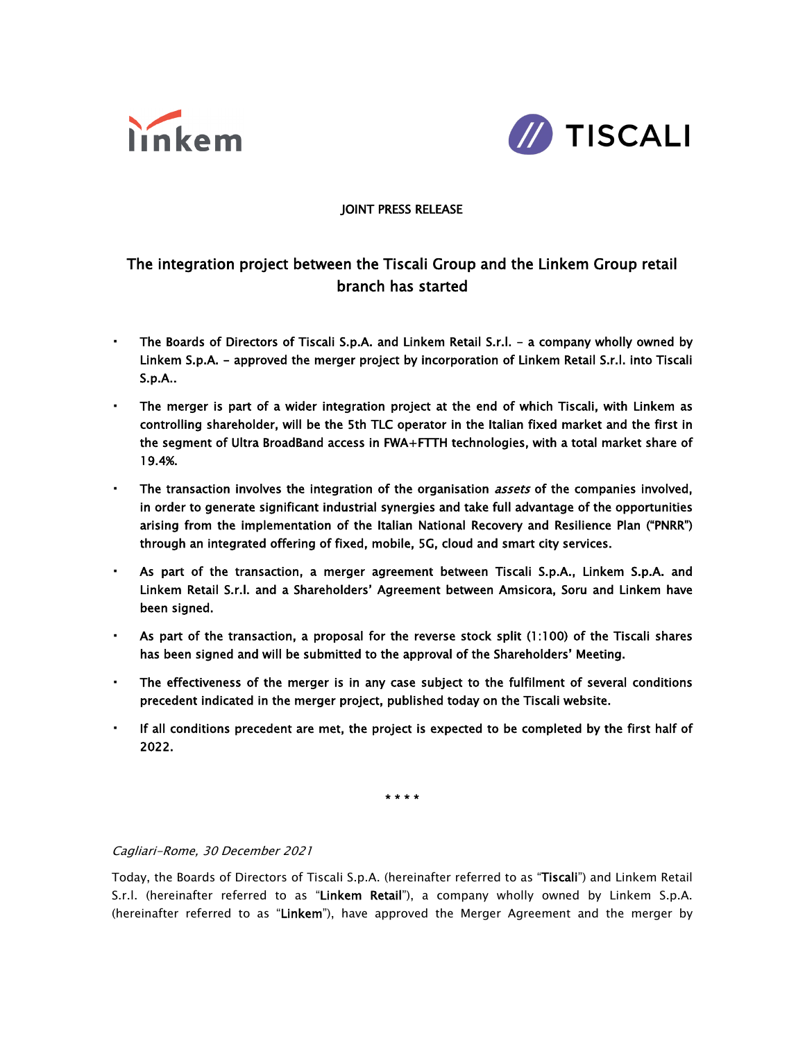JOINT PRESS RELEASE

# The integration project between the Tiscali Group and the Linkem Group retail branch has started

- **The Boards of Directors of Tiscali S.p.A. and Linkem Retail S.r.l. – a company wholly owned by Linkem S.p.A. – approved the merger project by incorporation of Linkem Retail S.r.l. into Tiscali S.p.A..**
- **The merger is part of a wider integration project at the end of which Tiscali, with Linkem as controlling shareholder, will be the 5th TLC operator in the Italian fixed market and the first in the segment of Ultra BroadBand access in FWA+FTTH technologies, with a total market share of 19.4%.**
- **The transaction involves the integration of the organisation *assets* of the companies involved, in order to generate significant industrial synergies and take full advantage of the opportunities arising from the implementation of the Italian National Recovery and Resilience Plan ("PNRR") through an integrated offering of fixed, mobile, 5G, cloud and smart city services.**
- **As part of the transaction, a merger agreement between Tiscali S.p.A., Linkem S.p.A. and Linkem Retail S.r.l. and a Shareholders' Agreement between Amsicora, Soru and Linkem have been signed.**
- **As part of the transaction, a proposal for the reverse stock split (1:100) of the Tiscali shares has been signed and will be submitted to the approval of the Shareholders' Meeting.**
- **The effectiveness of the merger is in any case subject to the fulfilment of several conditions precedent indicated in the merger project, published today on the Tiscali website.**
- **If all conditions precedent are met, the project is expected to be completed by the first half of 2022.**

\* \* \* \*

*Cagliari-Rome, 30 December 2021*

Today, the Boards of Directors of Tiscali S.p.A. (hereinafter referred to as "**Tiscali**") and Linkem Retail S.r.l. (hereinafter referred to as "**Linkem Retail**"), a company wholly owned by Linkem S.p.A. (hereinafter referred to as "**Linkem**"), have approved the Merger Agreement and the merger by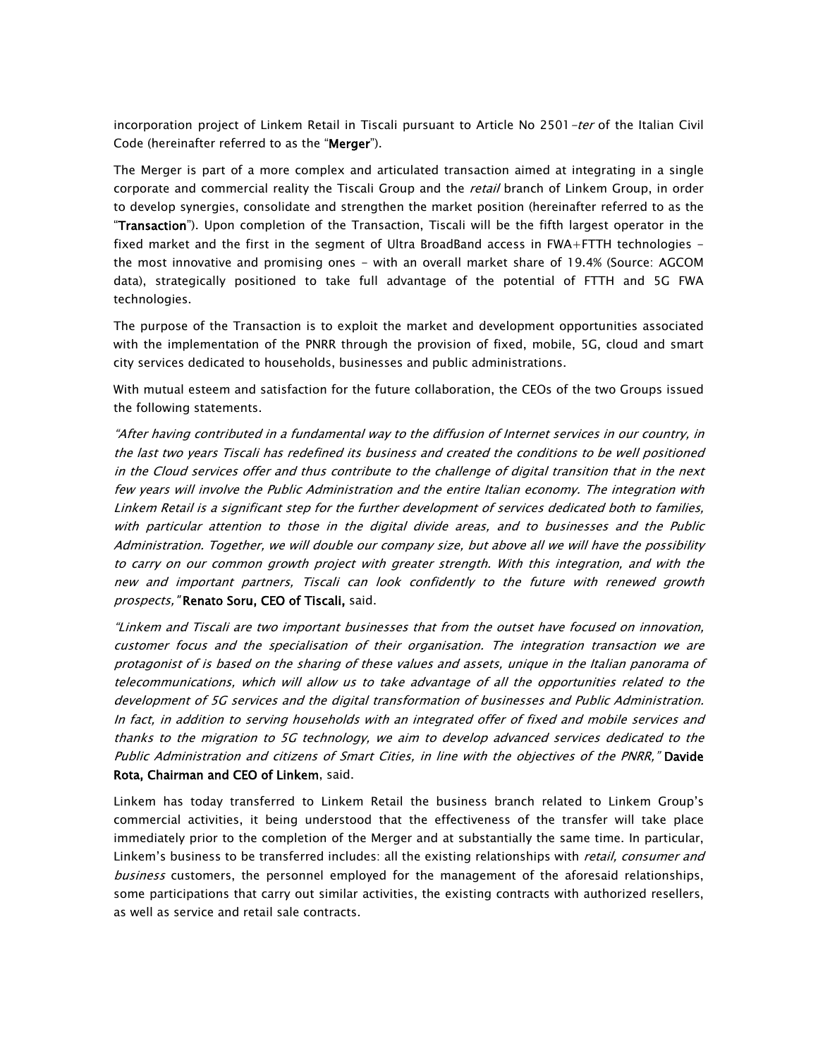incorporation project of Linkem Retail in Tiscali pursuant to Article No 2501-*ter* of the Italian Civil Code (hereinafter referred to as the "**Merger**").

The Merger is part of a more complex and articulated transaction aimed at integrating in a single corporate and commercial reality the Tiscali Group and the *retail* branch of Linkem Group, in order to develop synergies, consolidate and strengthen the market position (hereinafter referred to as the "**Transaction**"). Upon completion of the Transaction, Tiscali will be the fifth largest operator in the fixed market and the first in the segment of Ultra BroadBand access in FWA+FTTH technologies - the most innovative and promising ones - with an overall market share of 19.4% (Source: AGCOM data), strategically positioned to take full advantage of the potential of FTTH and 5G FWA technologies.

The purpose of the Transaction is to exploit the market and development opportunities associated with the implementation of the PNRR through the provision of fixed, mobile, 5G, cloud and smart city services dedicated to households, businesses and public administrations.

With mutual esteem and satisfaction for the future collaboration, the CEOs of the two Groups issued the following statements.

*"After having contributed in a fundamental way to the diffusion of Internet services in our country, in the last two years Tiscali has redefined its business and created the conditions to be well positioned in the Cloud services offer and thus contribute to the challenge of digital transition that in the next few years will involve the Public Administration and the entire Italian economy. The integration with Linkem Retail is a significant step for the further development of services dedicated both to families, with particular attention to those in the digital divide areas, and to businesses and the Public Administration. Together, we will double our company size, but above all we will have the possibility to carry on our common growth project with greater strength. With this integration, and with the new and important partners, Tiscali can look confidently to the future with renewed growth prospects,"* **Renato Soru, CEO of Tiscali,** said.

*"Linkem and Tiscali are two important businesses that from the outset have focused on innovation, customer focus and the specialisation of their organisation. The integration transaction we are protagonist of is based on the sharing of these values and assets, unique in the Italian panorama of telecommunications, which will allow us to take advantage of all the opportunities related to the development of 5G services and the digital transformation of businesses and Public Administration. In fact, in addition to serving households with an integrated offer of fixed and mobile services and thanks to the migration to 5G technology, we aim to develop advanced services dedicated to the Public Administration and citizens of Smart Cities, in line with the objectives of the PNRR,"* **Davide Rota, Chairman and CEO of Linkem**, said.

Linkem has today transferred to Linkem Retail the business branch related to Linkem Group's commercial activities, it being understood that the effectiveness of the transfer will take place immediately prior to the completion of the Merger and at substantially the same time. In particular, Linkem's business to be transferred includes: all the existing relationships with *retail, consumer and business* customers, the personnel employed for the management of the aforesaid relationships, some participations that carry out similar activities, the existing contracts with authorized resellers, as well as service and retail sale contracts.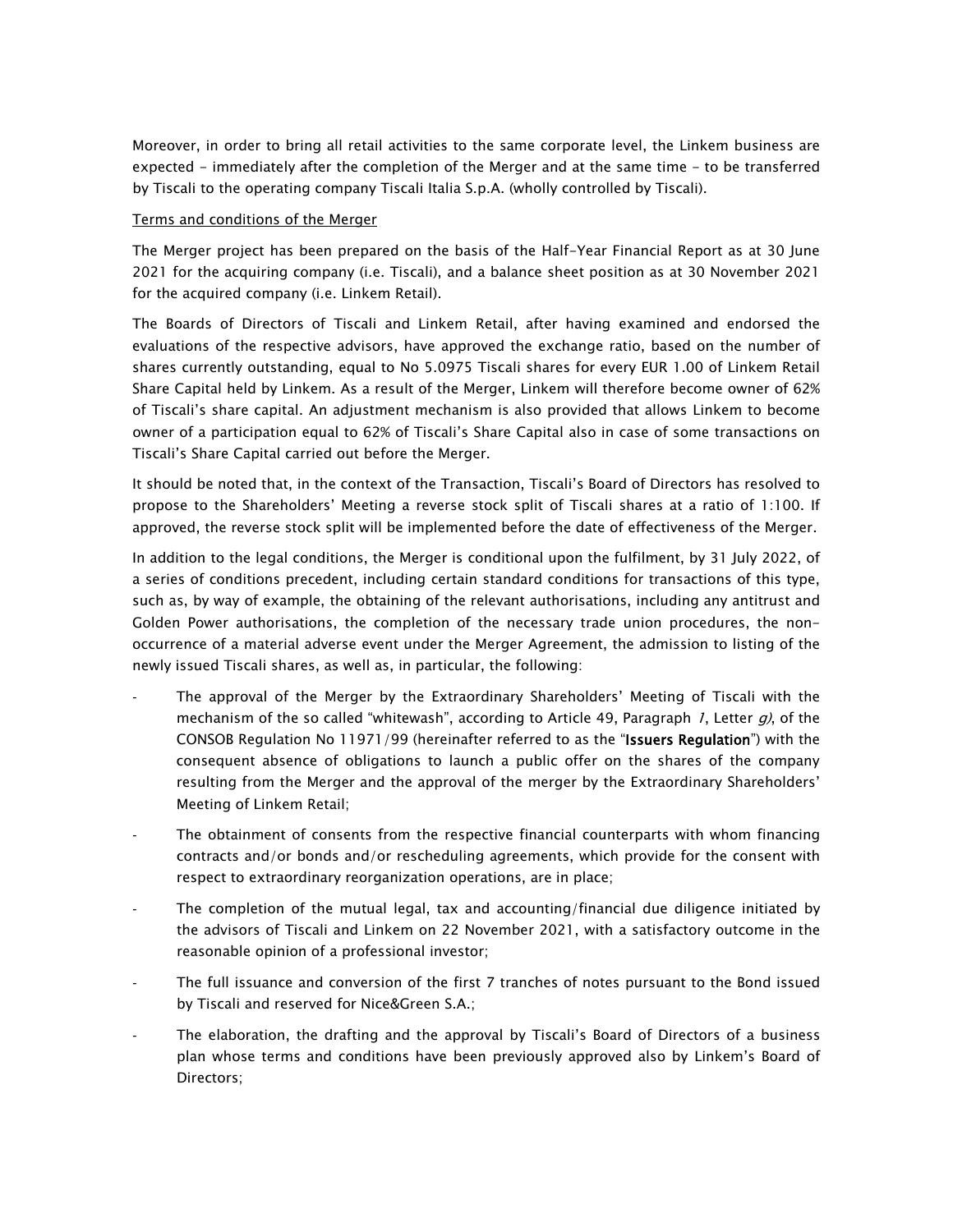Moreover, in order to bring all retail activities to the same corporate level, the Linkem business are expected - immediately after the completion of the Merger and at the same time - to be transferred by Tiscali to the operating company Tiscali Italia S.p.A. (wholly controlled by Tiscali).

Terms and conditions of the Merger

The Merger project has been prepared on the basis of the Half-Year Financial Report as at 30 June 2021 for the acquiring company (i.e. Tiscali), and a balance sheet position as at 30 November 2021 for the acquired company (i.e. Linkem Retail).

The Boards of Directors of Tiscali and Linkem Retail, after having examined and endorsed the evaluations of the respective advisors, have approved the exchange ratio, based on the number of shares currently outstanding, equal to No 5.0975 Tiscali shares for every EUR 1.00 of Linkem Retail Share Capital held by Linkem. As a result of the Merger, Linkem will therefore become owner of 62% of Tiscali's share capital. An adjustment mechanism is also provided that allows Linkem to become owner of a participation equal to 62% of Tiscali's Share Capital also in case of some transactions on Tiscali's Share Capital carried out before the Merger.

It should be noted that, in the context of the Transaction, Tiscali's Board of Directors has resolved to propose to the Shareholders' Meeting a reverse stock split of Tiscali shares at a ratio of 1:100. If approved, the reverse stock split will be implemented before the date of effectiveness of the Merger.

In addition to the legal conditions, the Merger is conditional upon the fulfilment, by 31 July 2022, of a series of conditions precedent, including certain standard conditions for transactions of this type, such as, by way of example, the obtaining of the relevant authorisations, including any antitrust and Golden Power authorisations, the completion of the necessary trade union procedures, the non-occurrence of a material adverse event under the Merger Agreement, the admission to listing of the newly issued Tiscali shares, as well as, in particular, the following:

- The approval of the Merger by the Extraordinary Shareholders' Meeting of Tiscali with the mechanism of the so called "whitewash", according to Article 49, Paragraph *1*, Letter *g)*, of the CONSOB Regulation No 11971/99 (hereinafter referred to as the "**Issuers Regulation**") with the consequent absence of obligations to launch a public offer on the shares of the company resulting from the Merger and the approval of the merger by the Extraordinary Shareholders' Meeting of Linkem Retail;
- The obtainment of consents from the respective financial counterparts with whom financing contracts and/or bonds and/or rescheduling agreements, which provide for the consent with respect to extraordinary reorganization operations, are in place;
- The completion of the mutual legal, tax and accounting/financial due diligence initiated by the advisors of Tiscali and Linkem on 22 November 2021, with a satisfactory outcome in the reasonable opinion of a professional investor;
- The full issuance and conversion of the first 7 tranches of notes pursuant to the Bond issued by Tiscali and reserved for Nice&Green S.A.;
- The elaboration, the drafting and the approval by Tiscali's Board of Directors of a business plan whose terms and conditions have been previously approved also by Linkem's Board of Directors;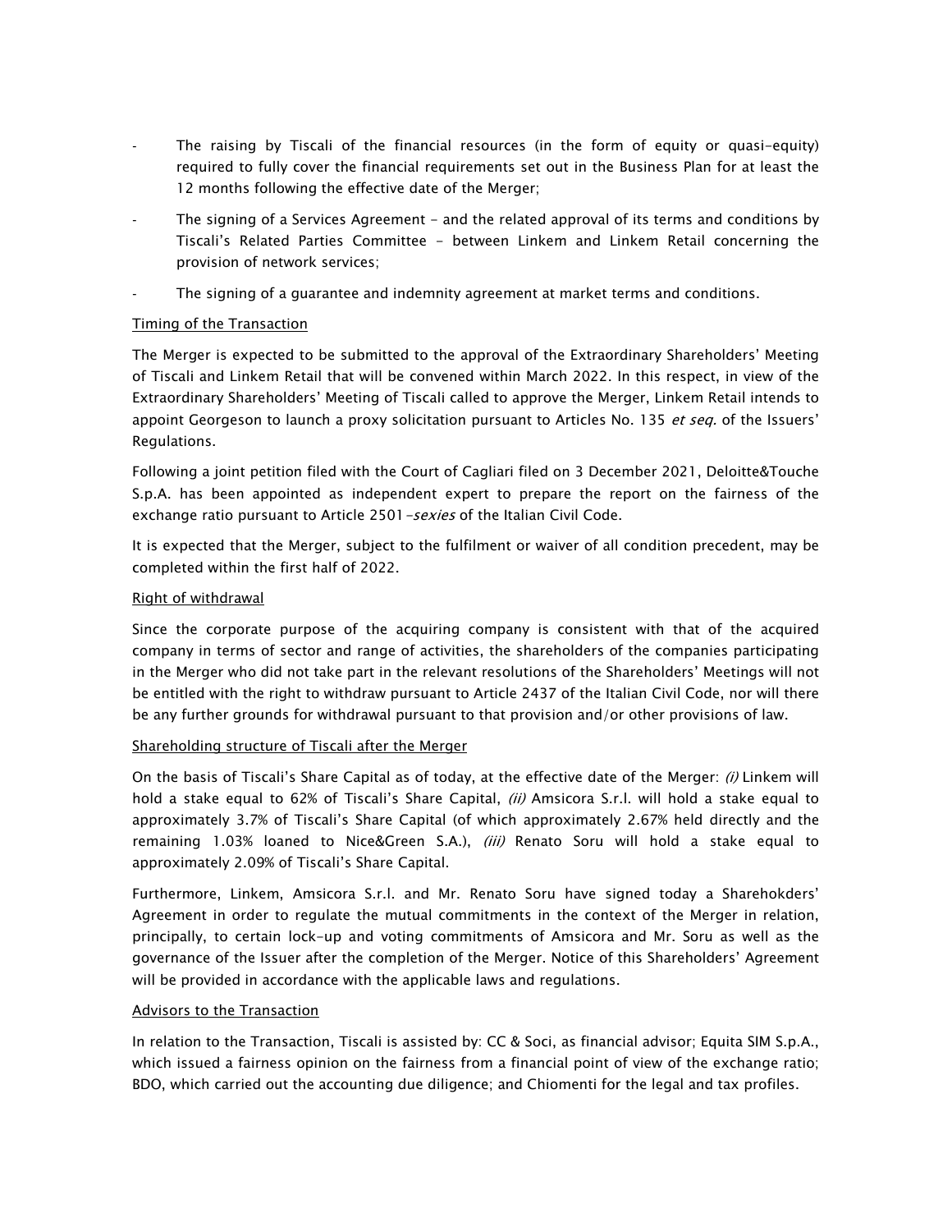- The raising by Tiscali of the financial resources (in the form of equity or quasi-equity) required to fully cover the financial requirements set out in the Business Plan for at least the 12 months following the effective date of the Merger;
- The signing of a Services Agreement – and the related approval of its terms and conditions by Tiscali's Related Parties Committee – between Linkem and Linkem Retail concerning the provision of network services;
- The signing of a guarantee and indemnity agreement at market terms and conditions.

Timing of the Transaction

The Merger is expected to be submitted to the approval of the Extraordinary Shareholders' Meeting of Tiscali and Linkem Retail that will be convened within March 2022. In this respect, in view of the Extraordinary Shareholders' Meeting of Tiscali called to approve the Merger, Linkem Retail intends to appoint Georgeson to launch a proxy solicitation pursuant to Articles No. 135 *et seq.* of the Issuers' Regulations.

Following a joint petition filed with the Court of Cagliari filed on 3 December 2021, Deloitte&Touche S.p.A. has been appointed as independent expert to prepare the report on the fairness of the exchange ratio pursuant to Article 2501-*sexies* of the Italian Civil Code.

It is expected that the Merger, subject to the fulfilment or waiver of all condition precedent, may be completed within the first half of 2022.

Right of withdrawal

Since the corporate purpose of the acquiring company is consistent with that of the acquired company in terms of sector and range of activities, the shareholders of the companies participating in the Merger who did not take part in the relevant resolutions of the Shareholders' Meetings will not be entitled with the right to withdraw pursuant to Article 2437 of the Italian Civil Code, nor will there be any further grounds for withdrawal pursuant to that provision and/or other provisions of law.

Shareholding structure of Tiscali after the Merger

On the basis of Tiscali's Share Capital as of today, at the effective date of the Merger: *(i)* Linkem will hold a stake equal to 62% of Tiscali's Share Capital, *(ii)* Amsicora S.r.l. will hold a stake equal to approximately 3.7% of Tiscali's Share Capital (of which approximately 2.67% held directly and the remaining 1.03% loaned to Nice&Green S.A.), *(iii)* Renato Soru will hold a stake equal to approximately 2.09% of Tiscali's Share Capital.

Furthermore, Linkem, Amsicora S.r.l. and Mr. Renato Soru have signed today a Sharehokders' Agreement in order to regulate the mutual commitments in the context of the Merger in relation, principally, to certain lock-up and voting commitments of Amsicora and Mr. Soru as well as the governance of the Issuer after the completion of the Merger. Notice of this Shareholders' Agreement will be provided in accordance with the applicable laws and regulations.

Advisors to the Transaction

In relation to the Transaction, Tiscali is assisted by: CC & Soci, as financial advisor; Equita SIM S.p.A., which issued a fairness opinion on the fairness from a financial point of view of the exchange ratio; BDO, which carried out the accounting due diligence; and Chiomenti for the legal and tax profiles.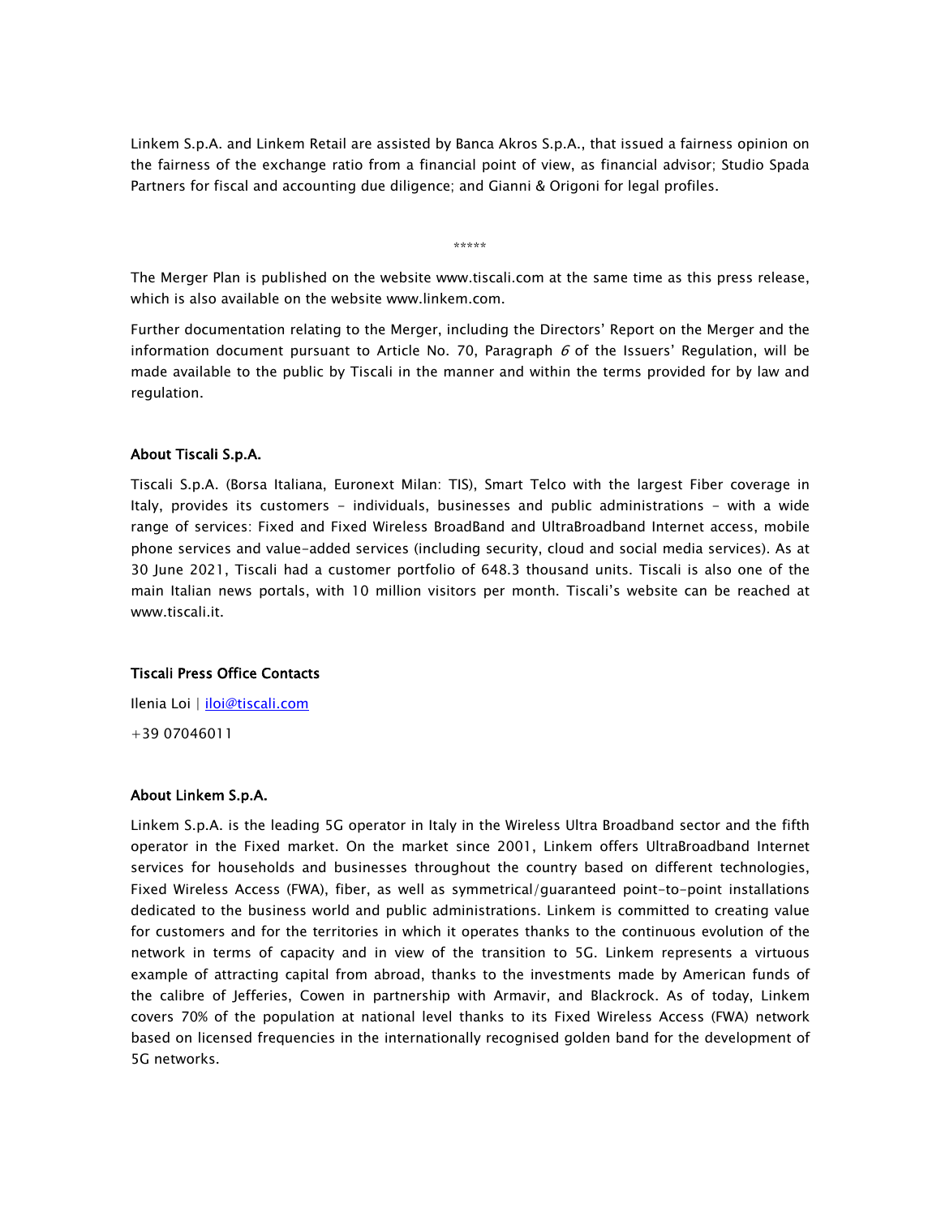Linkem S.p.A. and Linkem Retail are assisted by Banca Akros S.p.A., that issued a fairness opinion on the fairness of the exchange ratio from a financial point of view, as financial advisor; Studio Spada Partners for fiscal and accounting due diligence; and Gianni & Origoni for legal profiles.

*****

The Merger Plan is published on the website www.tiscali.com at the same time as this press release, which is also available on the website www.linkem.com.

Further documentation relating to the Merger, including the Directors' Report on the Merger and the information document pursuant to Article No. 70, Paragraph *6* of the Issuers' Regulation, will be made available to the public by Tiscali in the manner and within the terms provided for by law and regulation.

### About Tiscali S.p.A.

Tiscali S.p.A. (Borsa Italiana, Euronext Milan: TIS), Smart Telco with the largest Fiber coverage in Italy, provides its customers - individuals, businesses and public administrations - with a wide range of services: Fixed and Fixed Wireless BroadBand and UltraBroadband Internet access, mobile phone services and value-added services (including security, cloud and social media services). As at 30 June 2021, Tiscali had a customer portfolio of 648.3 thousand units. Tiscali is also one of the main Italian news portals, with 10 million visitors per month. Tiscali's website can be reached at www.tiscali.it.

### Tiscali Press Office Contacts

Ilenia Loi | iloi@tiscali.com

+39 07046011

### About Linkem S.p.A.

Linkem S.p.A. is the leading 5G operator in Italy in the Wireless Ultra Broadband sector and the fifth operator in the Fixed market. On the market since 2001, Linkem offers UltraBroadband Internet services for households and businesses throughout the country based on different technologies, Fixed Wireless Access (FWA), fiber, as well as symmetrical/guaranteed point-to-point installations dedicated to the business world and public administrations. Linkem is committed to creating value for customers and for the territories in which it operates thanks to the continuous evolution of the network in terms of capacity and in view of the transition to 5G. Linkem represents a virtuous example of attracting capital from abroad, thanks to the investments made by American funds of the calibre of Jefferies, Cowen in partnership with Armavir, and Blackrock. As of today, Linkem covers 70% of the population at national level thanks to its Fixed Wireless Access (FWA) network based on licensed frequencies in the internationally recognised golden band for the development of 5G networks.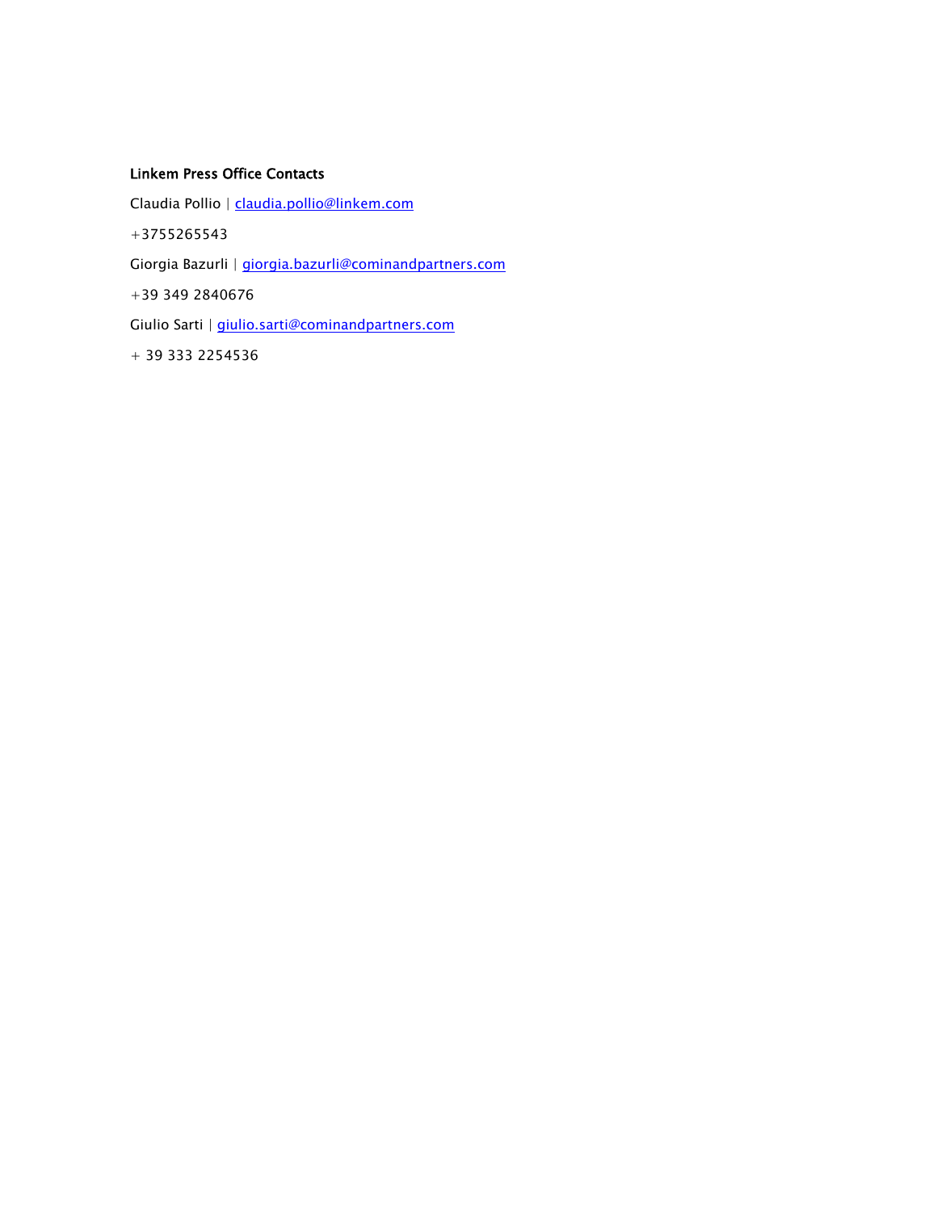**Linkem Press Office Contacts**

Claudia Pollio | claudia.pollio@linkem.com

+3755265543

Giorgia Bazurli | giorgia.bazurli@cominandpartners.com

+39 349 2840676

Giulio Sarti | giulio.sarti@cominandpartners.com

+ 39 333 2254536